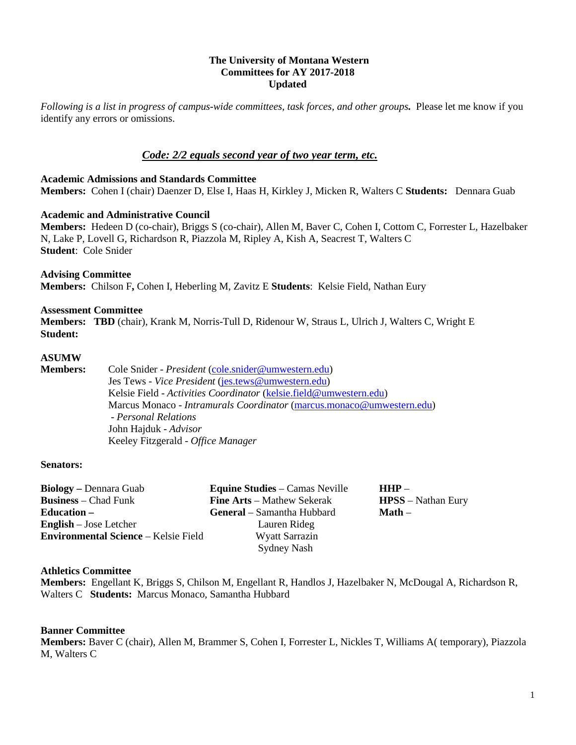**The University of Montana Western**
**Committees for AY 2017-2018**
**Updated**

*Following is a list in progress of campus-wide committees, task forces, and other groups.* Please let me know if you identify any errors or omissions.

***Code: 2/2 equals second year of two year term, etc.***

**Academic Admissions and Standards Committee**
**Members:** Cohen I (chair) Daenzer D, Else I, Haas H, Kirkley J, Micken R, Walters C **Students:** Dennara Guab

**Academic and Administrative Council**
**Members:** Hedeen D (co-chair), Briggs S (co-chair), Allen M, Baver C, Cohen I, Cottom C, Forrester L, Hazelbaker N, Lake P, Lovell G, Richardson R, Piazzola M, Ripley A, Kish A, Seacrest T, Walters C
**Student**: Cole Snider

**Advising Committee**
**Members:** Chilson F**,** Cohen I, Heberling M, Zavitz E **Students**: Kelsie Field, Nathan Eury

**Assessment Committee**
**Members: TBD** (chair), Krank M, Norris-Tull D, Ridenour W, Straus L, Ulrich J, Walters C, Wright E
**Student:**

**ASUMW**
**Members:**
Cole Snider - *President* (cole.snider@umwestern.edu)
Jes Tews - *Vice President* (jes.tews@umwestern.edu)
Kelsie Field - *Activities Coordinator* (kelsie.field@umwestern.edu)
Marcus Monaco - *Intramurals Coordinator* (marcus.monaco@umwestern.edu)
- *Personal Relations*
John Hajduk - *Advisor*
Keeley Fitzgerald - *Office Manager*

**Senators:**

**Biology –** Dennara Guab
**Business** – Chad Funk
**Education –**
**English** – Jose Letcher
**Environmental Science** – Kelsie Field
**Equine Studies** – Camas Neville
**Fine Arts** – Mathew Sekerak
**General** – Samantha Hubbard
Lauren Rideg
Wyatt Sarrazin
Sydney Nash
**HHP** –
**HPSS** – Nathan Eury
**Math** –

**Athletics Committee**
**Members:** Engellant K, Briggs S, Chilson M, Engellant R, Handlos J, Hazelbaker N, McDougal A, Richardson R, Walters C **Students:** Marcus Monaco, Samantha Hubbard

**Banner Committee**
**Members:** Baver C (chair), Allen M, Brammer S, Cohen I, Forrester L, Nickles T, Williams A( temporary), Piazzola M, Walters C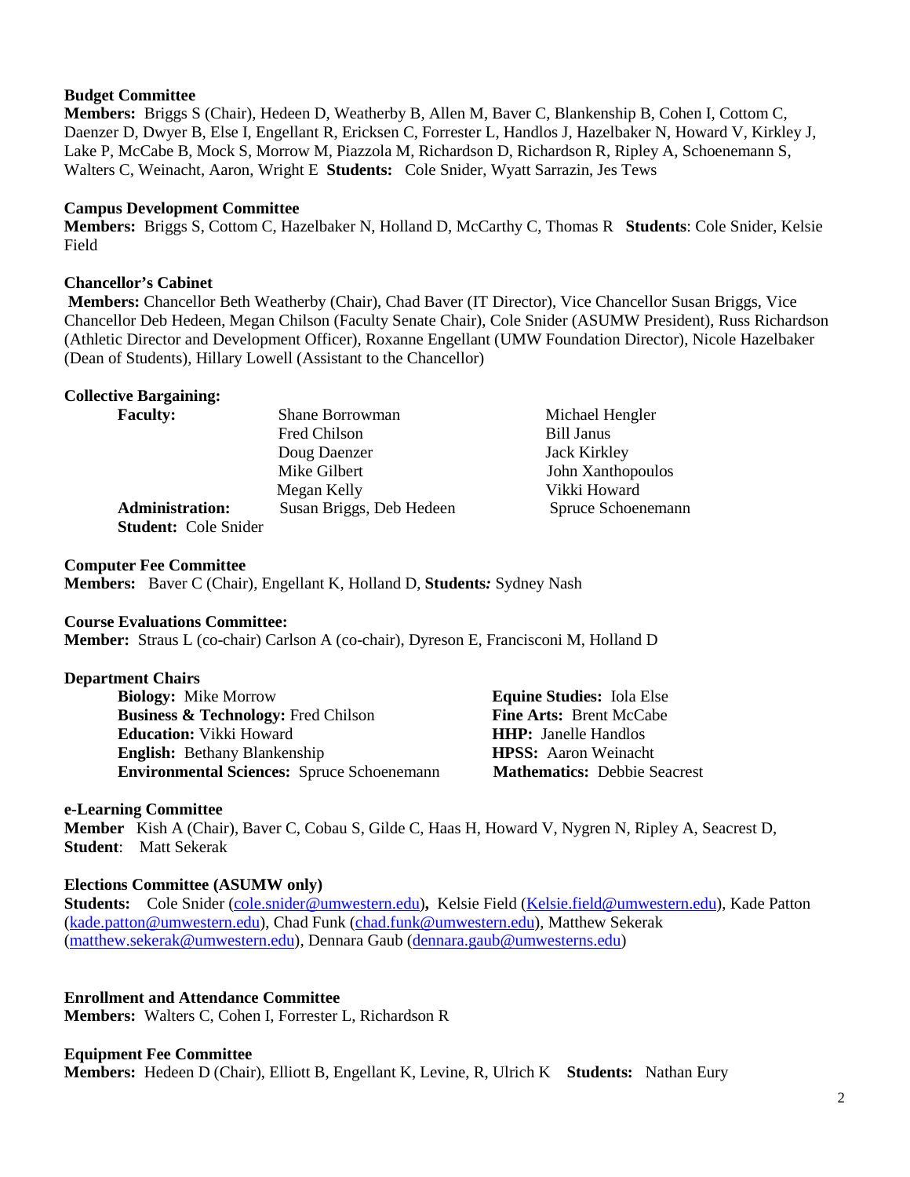**Budget Committee**
**Members:** Briggs S (Chair), Hedeen D, Weatherby B, Allen M, Baver C, Blankenship B, Cohen I, Cottom C, Daenzer D, Dwyer B, Else I, Engellant R, Ericksen C, Forrester L, Handlos J, Hazelbaker N, Howard V, Kirkley J, Lake P, McCabe B, Mock S, Morrow M, Piazzola M, Richardson D, Richardson R, Ripley A, Schoenemann S, Walters C, Weinacht, Aaron, Wright E **Students:** Cole Snider, Wyatt Sarrazin, Jes Tews

**Campus Development Committee**
**Members:** Briggs S, Cottom C, Hazelbaker N, Holland D, McCarthy C, Thomas R **Students**: Cole Snider, Kelsie Field

**Chancellor's Cabinet**
**Members:** Chancellor Beth Weatherby (Chair), Chad Baver (IT Director), Vice Chancellor Susan Briggs, Vice Chancellor Deb Hedeen, Megan Chilson (Faculty Senate Chair), Cole Snider (ASUMW President), Russ Richardson (Athletic Director and Development Officer), Roxanne Engellant (UMW Foundation Director), Nicole Hazelbaker (Dean of Students), Hillary Lowell (Assistant to the Chancellor)

**Collective Bargaining:**

| | | |
|---|---|---|
| **Faculty:** | Shane Borrowman | Michael Hengler |
| | Fred Chilson | Bill Janus |
| | Doug Daenzer | Jack Kirkley |
| | Mike Gilbert | John Xanthopoulos |
| | Megan Kelly | Vikki Howard |
| **Administration:** | Susan Briggs, Deb Hedeen | Spruce Schoenemann |
| **Student:** Cole Snider | | |

**Computer Fee Committee**
**Members:** Baver C (Chair), Engellant K, Holland D, **Students***:* Sydney Nash

**Course Evaluations Committee:**
**Member:** Straus L (co-chair) Carlson A (co-chair), Dyreson E, Francisconi M, Holland D

**Department Chairs**

- **Biology:** Mike Morrow
- **Business & Technology:** Fred Chilson
- **Education:** Vikki Howard
- **English:** Bethany Blankenship
- **Environmental Sciences:** Spruce Schoenemann
- **Equine Studies:** Iola Else
- **Fine Arts:** Brent McCabe
- **HHP:** Janelle Handlos
- **HPSS:** Aaron Weinacht
- **Mathematics:** Debbie Seacrest

**e-Learning Committee**
**Member** Kish A (Chair), Baver C, Cobau S, Gilde C, Haas H, Howard V, Nygren N, Ripley A, Seacrest D,
**Student**: Matt Sekerak

**Elections Committee (ASUMW only)**
**Students:** Cole Snider (cole.snider@umwestern.edu)**,** Kelsie Field (Kelsie.field@umwestern.edu), Kade Patton (kade.patton@umwestern.edu), Chad Funk (chad.funk@umwestern.edu), Matthew Sekerak (matthew.sekerak@umwestern.edu), Dennara Gaub (dennara.gaub@umwesterns.edu)

**Enrollment and Attendance Committee**
**Members:** Walters C, Cohen I, Forrester L, Richardson R

**Equipment Fee Committee**
**Members:** Hedeen D (Chair), Elliott B, Engellant K, Levine, R, Ulrich K **Students:** Nathan Eury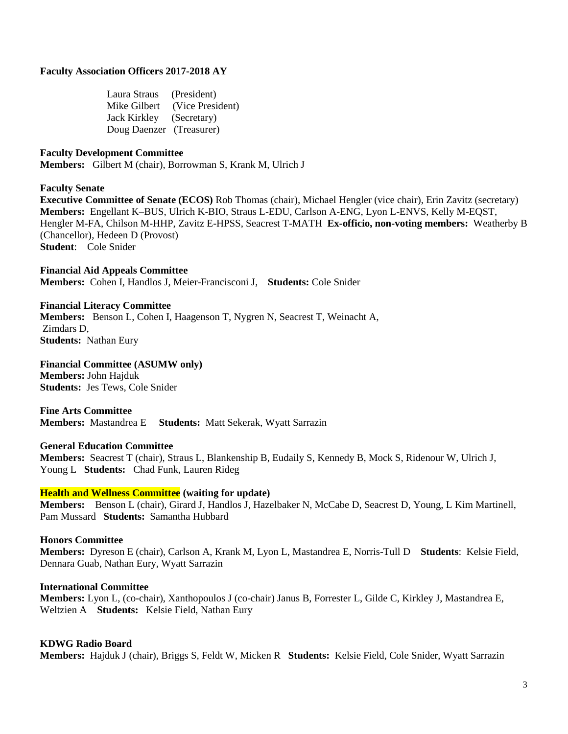**Faculty Association Officers 2017-2018 AY**

Laura Straus (President)
Mike Gilbert (Vice President)
Jack Kirkley (Secretary)
Doug Daenzer (Treasurer)

**Faculty Development Committee**
**Members:** Gilbert M (chair), Borrowman S, Krank M, Ulrich J

**Faculty Senate**
**Executive Committee of Senate (ECOS)** Rob Thomas (chair), Michael Hengler (vice chair), Erin Zavitz (secretary)
**Members:** Engellant K–BUS, Ulrich K-BIO, Straus L-EDU, Carlson A-ENG, Lyon L-ENVS, Kelly M-EQST, Hengler M-FA, Chilson M-HHP, Zavitz E-HPSS, Seacrest T-MATH **Ex-officio, non-voting members:** Weatherby B (Chancellor), Hedeen D (Provost)
**Student**: Cole Snider

**Financial Aid Appeals Committee**
**Members:** Cohen I, Handlos J, Meier-Francisconi J, **Students:** Cole Snider

**Financial Literacy Committee**
**Members:** Benson L, Cohen I, Haagenson T, Nygren N, Seacrest T, Weinacht A, Zimdars D,
**Students:** Nathan Eury

**Financial Committee (ASUMW only)**
**Members:** John Hajduk
**Students:** Jes Tews, Cole Snider

**Fine Arts Committee**
**Members:** Mastandrea E **Students:** Matt Sekerak, Wyatt Sarrazin

**General Education Committee**
**Members:** Seacrest T (chair), Straus L, Blankenship B, Eudaily S, Kennedy B, Mock S, Ridenour W, Ulrich J, Young L **Students:** Chad Funk, Lauren Rideg

**Health and Wellness Committee (waiting for update)**
**Members:** Benson L (chair), Girard J, Handlos J, Hazelbaker N, McCabe D, Seacrest D, Young, L Kim Martinell, Pam Mussard **Students:** Samantha Hubbard

**Honors Committee**
**Members:** Dyreson E (chair), Carlson A, Krank M, Lyon L, Mastandrea E, Norris-Tull D **Students**: Kelsie Field, Dennara Guab, Nathan Eury, Wyatt Sarrazin

**International Committee**
**Members:** Lyon L, (co-chair), Xanthopoulos J (co-chair) Janus B, Forrester L, Gilde C, Kirkley J, Mastandrea E, Weltzien A **Students:** Kelsie Field, Nathan Eury

**KDWG Radio Board**
**Members:** Hajduk J (chair), Briggs S, Feldt W, Micken R **Students:** Kelsie Field, Cole Snider, Wyatt Sarrazin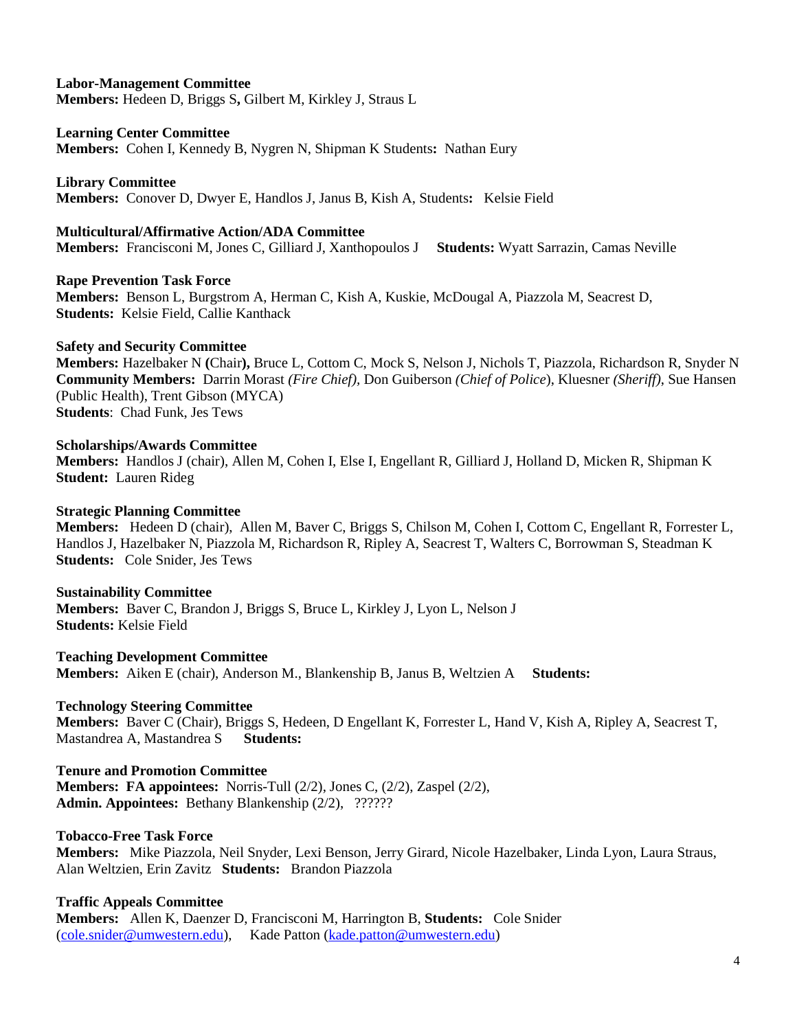**Labor-Management Committee**
**Members:** Hedeen D, Briggs S**,** Gilbert M, Kirkley J, Straus L

**Learning Center Committee**
**Members:** Cohen I, Kennedy B, Nygren N, Shipman K Students**:** Nathan Eury

**Library Committee**
**Members:** Conover D, Dwyer E, Handlos J, Janus B, Kish A, Students**:** Kelsie Field

**Multicultural/Affirmative Action/ADA Committee**
**Members:** Francisconi M, Jones C, Gilliard J, Xanthopoulos J **Students:** Wyatt Sarrazin, Camas Neville

**Rape Prevention Task Force**
**Members:** Benson L, Burgstrom A, Herman C, Kish A, Kuskie, McDougal A, Piazzola M, Seacrest D,
**Students:** Kelsie Field, Callie Kanthack

**Safety and Security Committee**
**Members:** Hazelbaker N **(**Chair**),** Bruce L, Cottom C, Mock S, Nelson J, Nichols T, Piazzola, Richardson R, Snyder N
**Community Members:** Darrin Morast *(Fire Chief),* Don Guiberson *(Chief of Police*), Kluesner *(Sheriff)*, Sue Hansen (Public Health), Trent Gibson (MYCA)
**Students**: Chad Funk, Jes Tews

**Scholarships/Awards Committee**
**Members:** Handlos J (chair), Allen M, Cohen I, Else I, Engellant R, Gilliard J, Holland D, Micken R, Shipman K
**Student:** Lauren Rideg

**Strategic Planning Committee**
**Members:** Hedeen D (chair), Allen M, Baver C, Briggs S, Chilson M, Cohen I, Cottom C, Engellant R, Forrester L, Handlos J, Hazelbaker N, Piazzola M, Richardson R, Ripley A, Seacrest T, Walters C, Borrowman S, Steadman K
**Students:** Cole Snider, Jes Tews

**Sustainability Committee**
**Members:** Baver C, Brandon J, Briggs S, Bruce L, Kirkley J, Lyon L, Nelson J
**Students:** Kelsie Field

**Teaching Development Committee**
**Members:** Aiken E (chair), Anderson M., Blankenship B, Janus B, Weltzien A **Students:**

**Technology Steering Committee**
**Members:** Baver C (Chair), Briggs S, Hedeen, D Engellant K, Forrester L, Hand V, Kish A, Ripley A, Seacrest T, Mastandrea A, Mastandrea S **Students:**

**Tenure and Promotion Committee**
**Members: FA appointees:** Norris-Tull (2/2), Jones C, (2/2), Zaspel (2/2),
**Admin. Appointees:** Bethany Blankenship (2/2), ??????

**Tobacco-Free Task Force**
**Members:** Mike Piazzola, Neil Snyder, Lexi Benson, Jerry Girard, Nicole Hazelbaker, Linda Lyon, Laura Straus, Alan Weltzien, Erin Zavitz **Students:** Brandon Piazzola

**Traffic Appeals Committee**
**Members:** Allen K, Daenzer D, Francisconi M, Harrington B, **Students:** Cole Snider (cole.snider@umwestern.edu), Kade Patton (kade.patton@umwestern.edu)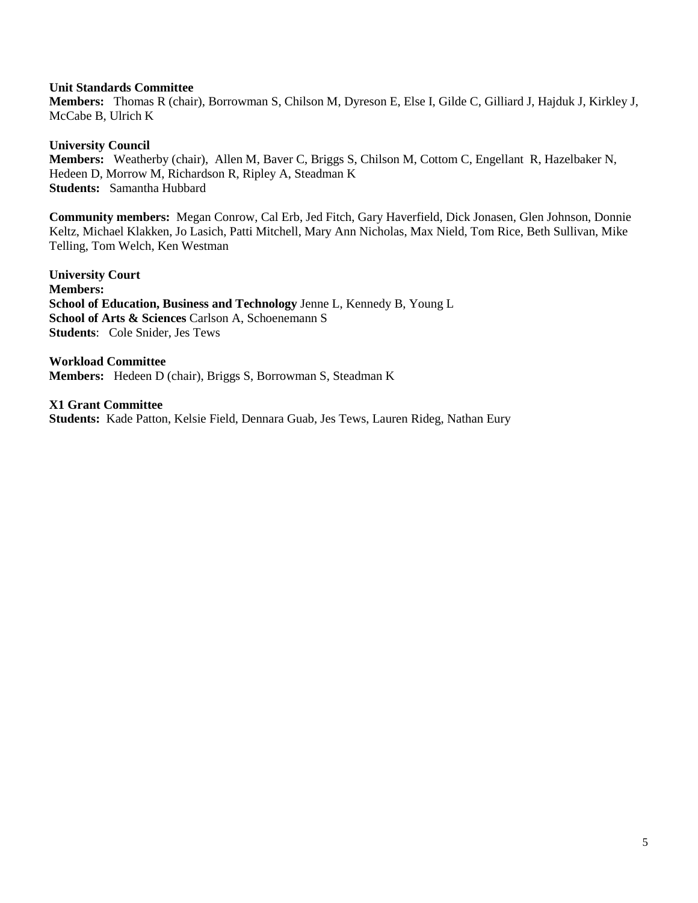**Unit Standards Committee**
**Members:** Thomas R (chair), Borrowman S, Chilson M, Dyreson E, Else I, Gilde C, Gilliard J, Hajduk J, Kirkley J, McCabe B, Ulrich K

**University Council**
**Members:** Weatherby (chair), Allen M, Baver C, Briggs S, Chilson M, Cottom C, Engellant R, Hazelbaker N, Hedeen D, Morrow M, Richardson R, Ripley A, Steadman K
**Students:** Samantha Hubbard

**Community members:** Megan Conrow, Cal Erb, Jed Fitch, Gary Haverfield, Dick Jonasen, Glen Johnson, Donnie Keltz, Michael Klakken, Jo Lasich, Patti Mitchell, Mary Ann Nicholas, Max Nield, Tom Rice, Beth Sullivan, Mike Telling, Tom Welch, Ken Westman

**University Court**
**Members:**
**School of Education, Business and Technology** Jenne L, Kennedy B, Young L
**School of Arts & Sciences** Carlson A, Schoenemann S
**Students**: Cole Snider, Jes Tews

**Workload Committee**
**Members:** Hedeen D (chair), Briggs S, Borrowman S, Steadman K

**X1 Grant Committee**
**Students:** Kade Patton, Kelsie Field, Dennara Guab, Jes Tews, Lauren Rideg, Nathan Eury